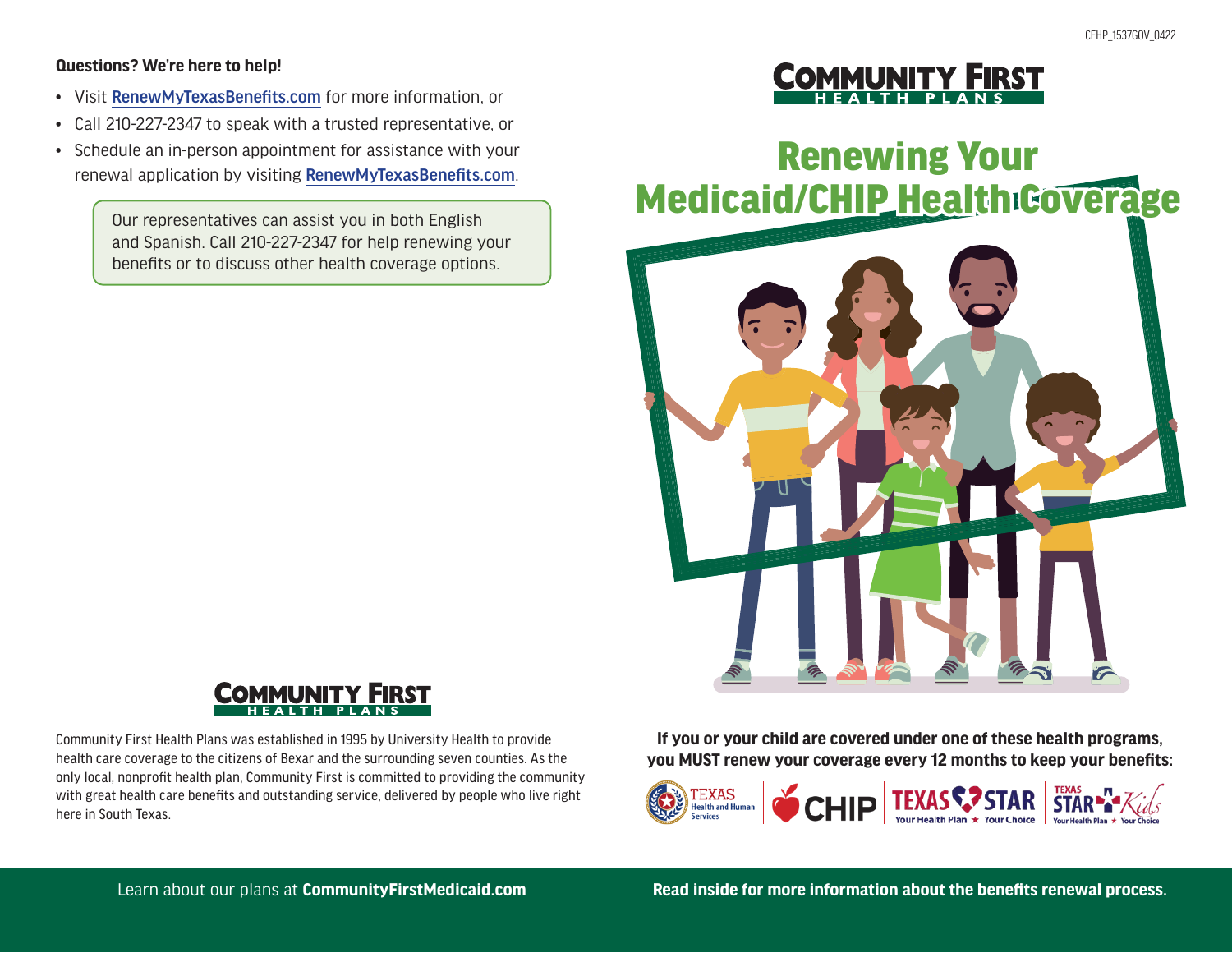CFHP_1537GOV_0422

**Questions? We're here to help!**

- Visit **RenewMyTexasBenefits.com** for more information, or
- Call 210-227-2347 to speak with a trusted representative, or
- Schedule an in-person appointment for assistance with your renewal application by visiting **RenewMyTexasBenefits.com**.

Our representatives can assist you in both English and Spanish. Call 210-227-2347 for help renewing your benefits or to discuss other health coverage options.

COMMUNITY FIRST HEALTH PLANS

Community First Health Plans was established in 1995 by University Health to provide health care coverage to the citizens of Bexar and the surrounding seven counties. As the only local, nonprofit health plan, Community First is committed to providing the community with great health care benefits and outstanding service, delivered by people who live right here in South Texas.

Learn about our plans at **CommunityFirstMedicaid.com**

COMMUNITY FIRST HEALTH PLANS

# Renewing Your Medicaid/CHIP Health Coverage

**If you or your child are covered under one of these health programs, you MUST renew your coverage every 12 months to keep your benefits:**

TEXAS Health and Human Services | CHIP | TEXAS STAR Your Health Plan ★ Your Choice | TEXAS STAR Kids Your Health Plan ★ Your Choice

**Read inside for more information about the benefits renewal process.**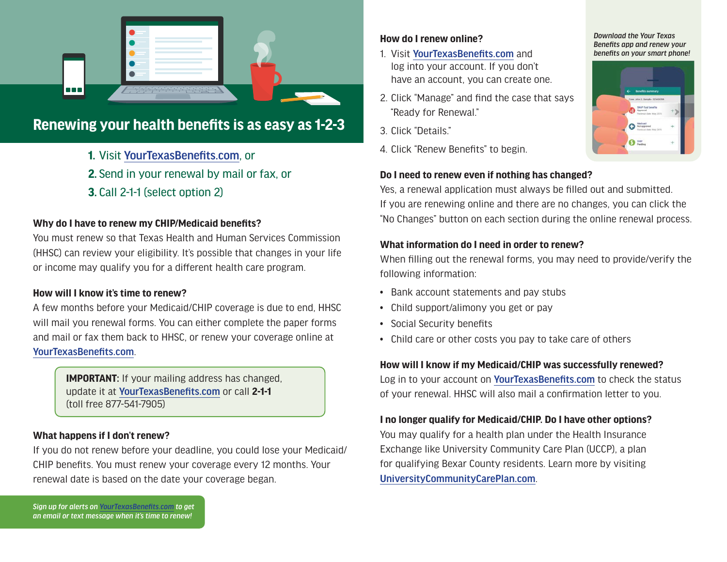# Renewing your health benefits is as easy as 1-2-3

**1.** Visit YourTexasBenefits.com, or

**2.** Send in your renewal by mail or fax, or

**3.** Call 2-1-1 (select option 2)

### Why do I have to renew my CHIP/Medicaid benefits?

You must renew so that Texas Health and Human Services Commission (HHSC) can review your eligibility. It's possible that changes in your life or income may qualify you for a different health care program.

### How will I know it's time to renew?

A few months before your Medicaid/CHIP coverage is due to end, HHSC will mail you renewal forms. You can either complete the paper forms and mail or fax them back to HHSC, or renew your coverage online at YourTexasBenefits.com.

> **IMPORTANT:** If your mailing address has changed, update it at YourTexasBenefits.com or call **2-1-1** (toll free 877-541-7905)

### What happens if I don't renew?

If you do not renew before your deadline, you could lose your Medicaid/CHIP benefits. You must renew your coverage every 12 months. Your renewal date is based on the date your coverage began.

*Sign up for alerts on YourTexasBenefits.com to get an email or text message when it's time to renew!*

### How do I renew online?

1. Visit YourTexasBenefits.com and log into your account. If you don't have an account, you can create one.
2. Click "Manage" and find the case that says "Ready for Renewal."
3. Click "Details."
4. Click "Renew Benefits" to begin.

*Download the Your Texas Benefits app and renew your benefits on your smart phone!*

### Do I need to renew even if nothing has changed?

Yes, a renewal application must always be filled out and submitted. If you are renewing online and there are no changes, you can click the "No Changes" button on each section during the online renewal process.

### What information do I need in order to renew?

When filling out the renewal forms, you may need to provide/verify the following information:

- Bank account statements and pay stubs
- Child support/alimony you get or pay
- Social Security benefits
- Child care or other costs you pay to take care of others

### How will I know if my Medicaid/CHIP was successfully renewed?

Log in to your account on YourTexasBenefits.com to check the status of your renewal. HHSC will also mail a confirmation letter to you.

### I no longer qualify for Medicaid/CHIP. Do I have other options?

You may qualify for a health plan under the Health Insurance Exchange like University Community Care Plan (UCCP), a plan for qualifying Bexar County residents. Learn more by visiting UniversityCommunityCarePlan.com.